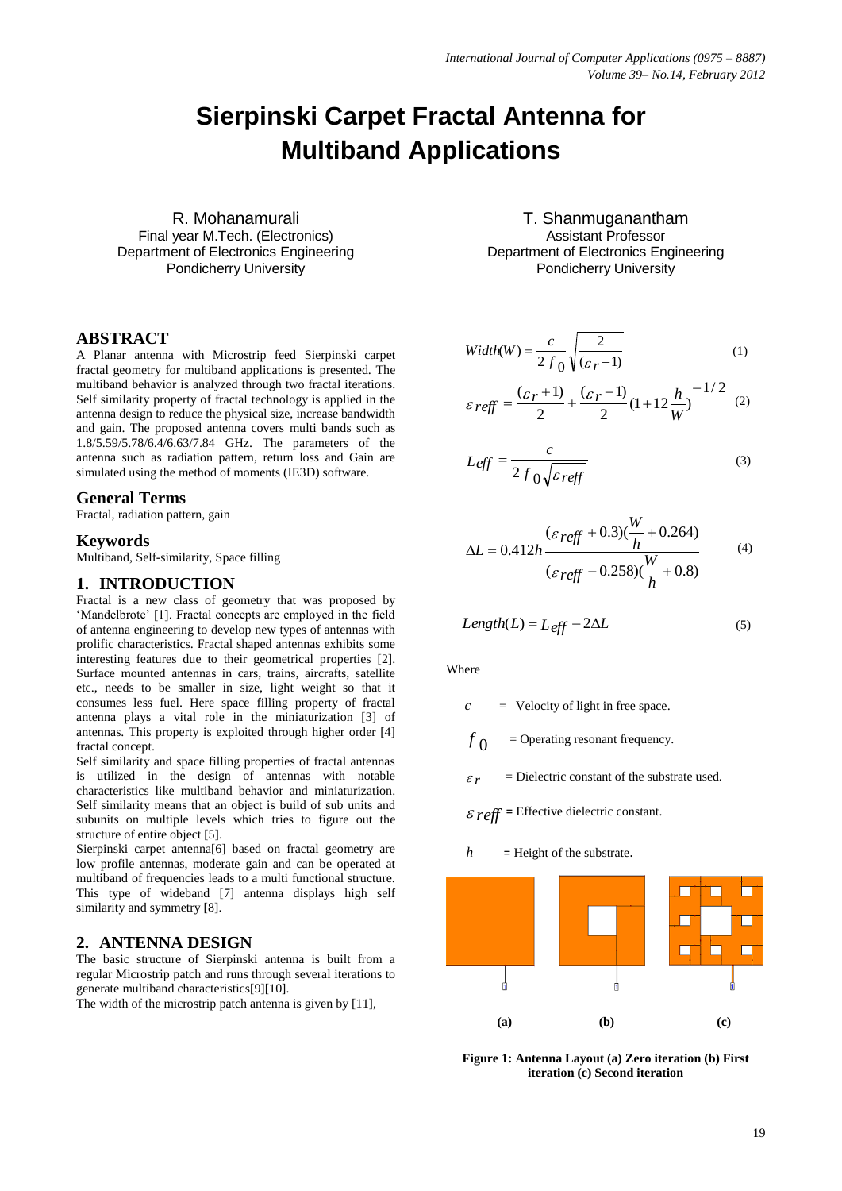# Sierpinski Carpet Fractal Antenna for Multiband Applications

R. Mohanamurali
Final year M.Tech. (Electronics)
Department of Electronics Engineering
Pondicherry University

T. Shanmuganantham
Assistant Professor
Department of Electronics Engineering
Pondicherry University

## ABSTRACT

A Planar antenna with Microstrip feed Sierpinski carpet fractal geometry for multiband applications is presented. The multiband behavior is analyzed through two fractal iterations. Self similarity property of fractal technology is applied in the antenna design to reduce the physical size, increase bandwidth and gain. The proposed antenna covers multi bands such as 1.8/5.59/5.78/6.4/6.63/7.84 GHz. The parameters of the antenna such as radiation pattern, return loss and Gain are simulated using the method of moments (IE3D) software.

## General Terms

Fractal, radiation pattern, gain

## Keywords

Multiband, Self-similarity, Space filling

## 1. INTRODUCTION

Fractal is a new class of geometry that was proposed by 'Mandelbrote' [1]. Fractal concepts are employed in the field of antenna engineering to develop new types of antennas with prolific characteristics. Fractal shaped antennas exhibits some interesting features due to their geometrical properties [2]. Surface mounted antennas in cars, trains, aircrafts, satellite etc., needs to be smaller in size, light weight so that it consumes less fuel. Here space filling property of fractal antenna plays a vital role in the miniaturization [3] of antennas. This property is exploited through higher order [4] fractal concept.

Self similarity and space filling properties of fractal antennas is utilized in the design of antennas with notable characteristics like multiband behavior and miniaturization. Self similarity means that an object is build of sub units and subunits on multiple levels which tries to figure out the structure of entire object [5].

Sierpinski carpet antenna[6] based on fractal geometry are low profile antennas, moderate gain and can be operated at multiband of frequencies leads to a multi functional structure. This type of wideband [7] antenna displays high self similarity and symmetry [8].

## 2. ANTENNA DESIGN

The basic structure of Sierpinski antenna is built from a regular Microstrip patch and runs through several iterations to generate multiband characteristics[9][10].

The width of the microstrip patch antenna is given by [11],

$$Width(W) = \frac{c}{2 f_0}\sqrt{\frac{2}{(\varepsilon_r + 1)}} \quad (1)$$

$$\varepsilon_{reff} = \frac{(\varepsilon_r + 1)}{2} + \frac{(\varepsilon_r - 1)}{2}\left(1 + 12\frac{h}{W}\right)^{-1/2} \quad (2)$$

$$L_{eff} = \frac{c}{2 f_0 \sqrt{\varepsilon_{reff}}} \quad (3)$$

$$\Delta L = 0.412h \frac{(\varepsilon_{reff} + 0.3)(\frac{W}{h} + 0.264)}{(\varepsilon_{reff} - 0.258)(\frac{W}{h} + 0.8)} \quad (4)$$

$$Length(L) = L_{eff} - 2\Delta L \quad (5)$$

Where

- $c$ = Velocity of light in free space.
- $f_0$ = Operating resonant frequency.
- $\varepsilon_r$ = Dielectric constant of the substrate used.
- $\varepsilon_{reff}$ = Effective dielectric constant.
- $h$ = Height of the substrate.

(a) (b) (c)

**Figure 1: Antenna Layout (a) Zero iteration (b) First iteration (c) Second iteration**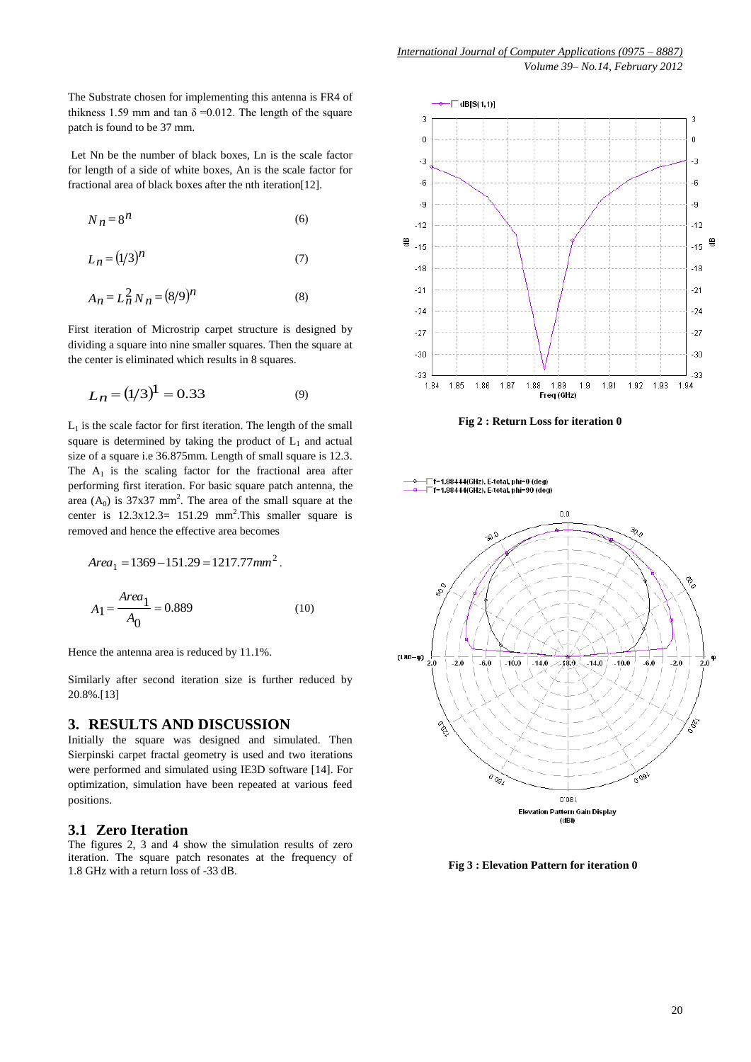The Substrate chosen for implementing this antenna is FR4 of thikness 1.59 mm and tan δ =0.012. The length of the square patch is found to be 37 mm.

Let Nn be the number of black boxes, Ln is the scale factor for length of a side of white boxes, An is the scale factor for fractional area of black boxes after the nth iteration[12].

$$N_n = 8^n \tag{6}$$

$$L_n = (1/3)^n \tag{7}$$

$$A_n = L_n^2 N_n = (8/9)^n \tag{8}$$

First iteration of Microstrip carpet structure is designed by dividing a square into nine smaller squares. Then the square at the center is eliminated which results in 8 squares.

$$L_n = (1/3)^1 = 0.33 \tag{9}$$

$L_1$ is the scale factor for first iteration. The length of the small square is determined by taking the product of $L_1$ and actual size of a square i.e 36.875mm. Length of small square is 12.3. The $A_1$ is the scaling factor for the fractional area after performing first iteration. For basic square patch antenna, the area ($A_0$) is 37x37 mm$^2$. The area of the small square at the center is 12.3x12.3= 151.29 mm$^2$.This smaller square is removed and hence the effective area becomes

$$Area_1 = 1369 - 151.29 = 1217.77 mm^2.$$

$$A_1 = \frac{Area_1}{A_0} = 0.889 \tag{10}$$

Hence the antenna area is reduced by 11.1%.

Similarly after second iteration size is further reduced by 20.8%.[13]

## 3. RESULTS AND DISCUSSION

Initially the square was designed and simulated. Then Sierpinski carpet fractal geometry is used and two iterations were performed and simulated using IE3D software [14]. For optimization, simulation have been repeated at various feed positions.

### 3.1 Zero Iteration

The figures 2, 3 and 4 show the simulation results of zero iteration. The square patch resonates at the frequency of 1.8 GHz with a return loss of -33 dB.

**Fig 2 : Return Loss for iteration 0**

**Fig 3 : Elevation Pattern for iteration 0**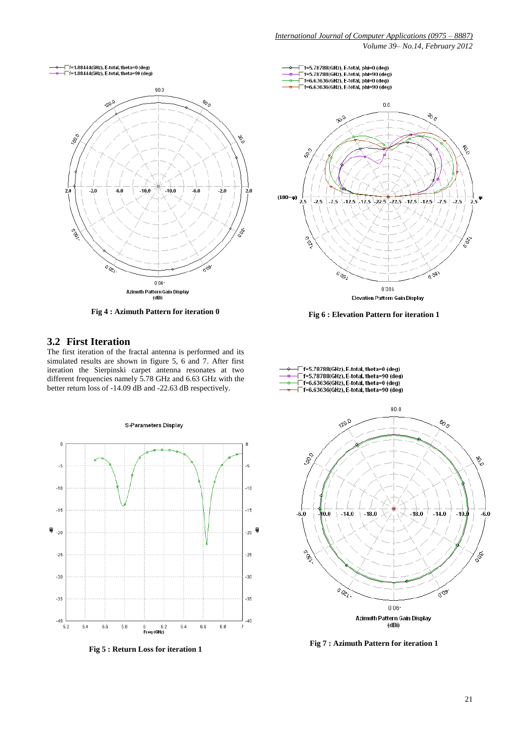Fig 4 : Azimuth Pattern for iteration 0

Fig 6 : Elevation Pattern for iteration 1

## 3.2 First Iteration

The first iteration of the fractal antenna is performed and its simulated results are shown in figure 5, 6 and 7. After first iteration the Sierpinski carpet antenna resonates at two different frequencies namely 5.78 GHz and 6.63 GHz with the better return loss of -14.09 dB and -22.63 dB respectively.

Fig 5 : Return Loss for iteration 1

Fig 7 : Azimuth Pattern for iteration 1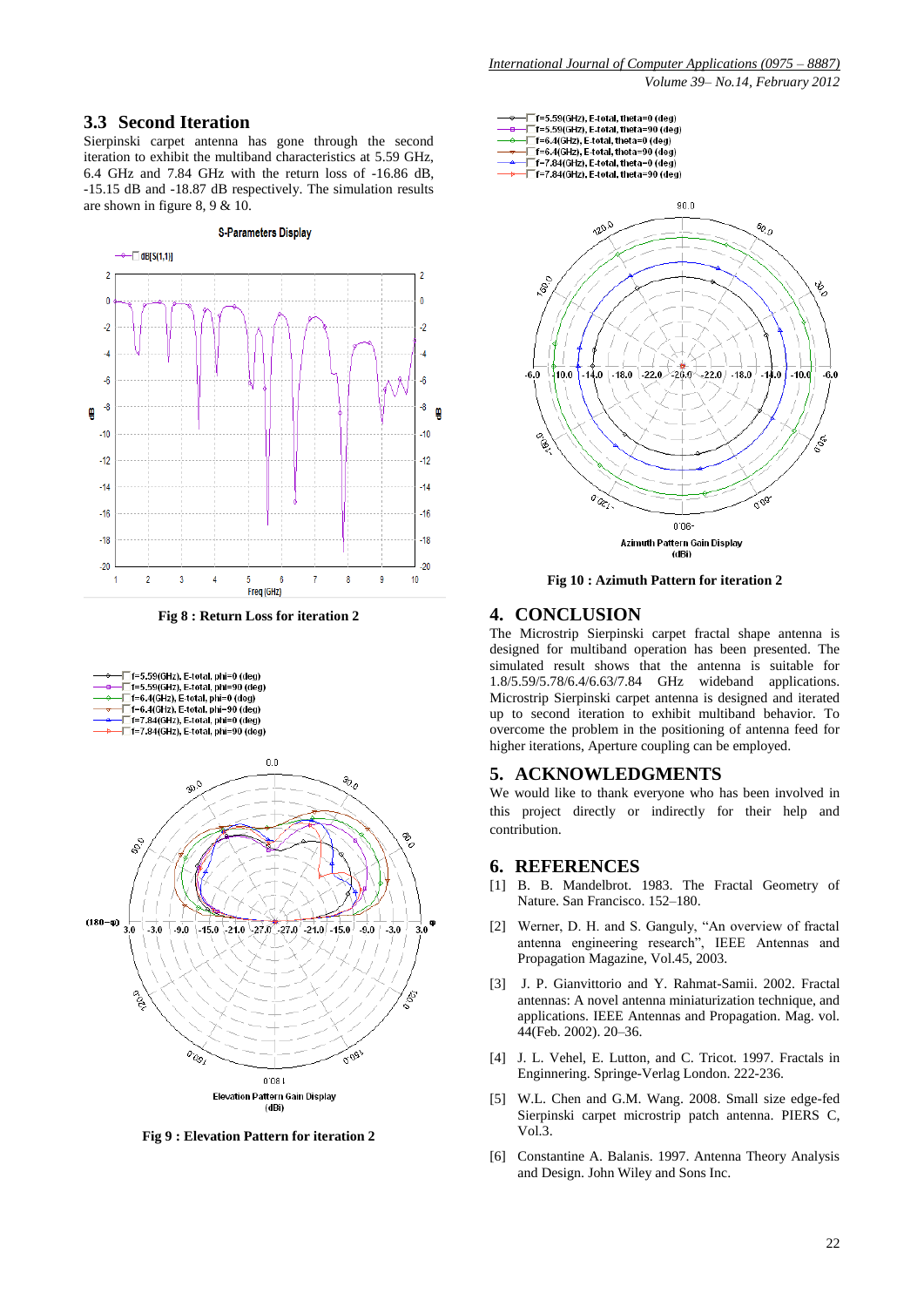### 3.3 Second Iteration

Sierpinski carpet antenna has gone through the second iteration to exhibit the multiband characteristics at 5.59 GHz, 6.4 GHz and 7.84 GHz with the return loss of -16.86 dB, -15.15 dB and -18.87 dB respectively. The simulation results are shown in figure 8, 9 & 10.

**Fig 8 : Return Loss for iteration 2**

**Fig 9 : Elevation Pattern for iteration 2**

**Fig 10 : Azimuth Pattern for iteration 2**

## 4. CONCLUSION

The Microstrip Sierpinski carpet fractal shape antenna is designed for multiband operation has been presented. The simulated result shows that the antenna is suitable for 1.8/5.59/5.78/6.4/6.63/7.84 GHz wideband applications. Microstrip Sierpinski carpet antenna is designed and iterated up to second iteration to exhibit multiband behavior. To overcome the problem in the positioning of antenna feed for higher iterations, Aperture coupling can be employed.

## 5. ACKNOWLEDGMENTS

We would like to thank everyone who has been involved in this project directly or indirectly for their help and contribution.

## 6. REFERENCES

[1] B. B. Mandelbrot. 1983. The Fractal Geometry of Nature. San Francisco. 152–180.

[2] Werner, D. H. and S. Ganguly, "An overview of fractal antenna engineering research", IEEE Antennas and Propagation Magazine, Vol.45, 2003.

[3] J. P. Gianvittorio and Y. Rahmat-Samii. 2002. Fractal antennas: A novel antenna miniaturization technique, and applications. IEEE Antennas and Propagation. Mag. vol. 44(Feb. 2002). 20–36.

[4] J. L. Vehel, E. Lutton, and C. Tricot. 1997. Fractals in Enginnering. Springe-Verlag London. 222-236.

[5] W.L. Chen and G.M. Wang. 2008. Small size edge-fed Sierpinski carpet microstrip patch antenna. PIERS C, Vol.3.

[6] Constantine A. Balanis. 1997. Antenna Theory Analysis and Design. John Wiley and Sons Inc.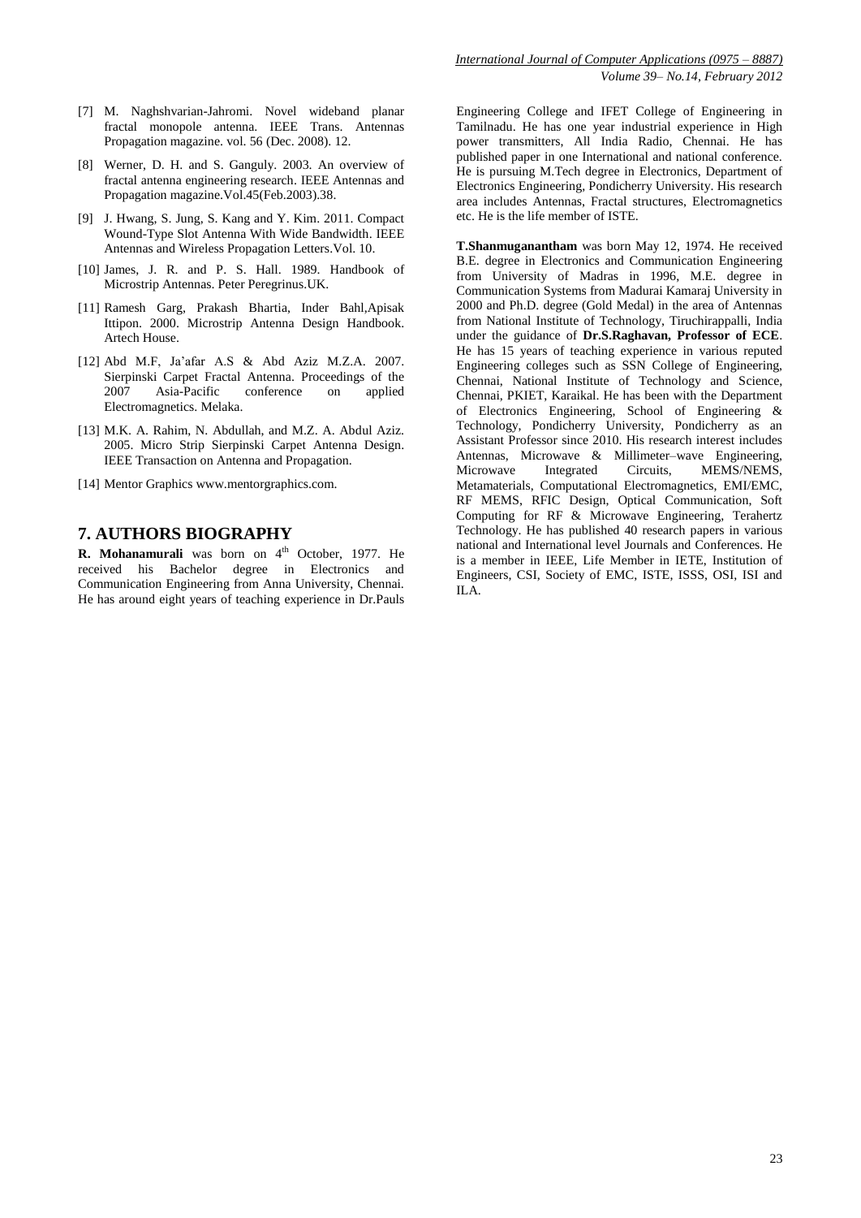[7] M. Naghshvarian-Jahromi. Novel wideband planar fractal monopole antenna. IEEE Trans. Antennas Propagation magazine. vol. 56 (Dec. 2008). 12.

[8] Werner, D. H. and S. Ganguly. 2003. An overview of fractal antenna engineering research. IEEE Antennas and Propagation magazine.Vol.45(Feb.2003).38.

[9] J. Hwang, S. Jung, S. Kang and Y. Kim. 2011. Compact Wound-Type Slot Antenna With Wide Bandwidth. IEEE Antennas and Wireless Propagation Letters.Vol. 10.

[10] James, J. R. and P. S. Hall. 1989. Handbook of Microstrip Antennas. Peter Peregrinus.UK.

[11] Ramesh Garg, Prakash Bhartia, Inder Bahl,Apisak Ittipon. 2000. Microstrip Antenna Design Handbook. Artech House.

[12] Abd M.F, Ja'afar A.S & Abd Aziz M.Z.A. 2007. Sierpinski Carpet Fractal Antenna. Proceedings of the 2007 Asia-Pacific conference on applied Electromagnetics. Melaka.

[13] M.K. A. Rahim, N. Abdullah, and M.Z. A. Abdul Aziz. 2005. Micro Strip Sierpinski Carpet Antenna Design. IEEE Transaction on Antenna and Propagation.

[14] Mentor Graphics www.mentorgraphics.com.

## 7. AUTHORS BIOGRAPHY

**R. Mohanamurali** was born on 4th October, 1977. He received his Bachelor degree in Electronics and Communication Engineering from Anna University, Chennai. He has around eight years of teaching experience in Dr.Pauls Engineering College and IFET College of Engineering in Tamilnadu. He has one year industrial experience in High power transmitters, All India Radio, Chennai. He has published paper in one International and national conference. He is pursuing M.Tech degree in Electronics, Department of Electronics Engineering, Pondicherry University. His research area includes Antennas, Fractal structures, Electromagnetics etc. He is the life member of ISTE.

**T.Shanmuganantham** was born May 12, 1974. He received B.E. degree in Electronics and Communication Engineering from University of Madras in 1996, M.E. degree in Communication Systems from Madurai Kamaraj University in 2000 and Ph.D. degree (Gold Medal) in the area of Antennas from National Institute of Technology, Tiruchirappalli, India under the guidance of **Dr.S.Raghavan, Professor of ECE**. He has 15 years of teaching experience in various reputed Engineering colleges such as SSN College of Engineering, Chennai, National Institute of Technology and Science, Chennai, PKIET, Karaikal. He has been with the Department of Electronics Engineering, School of Engineering & Technology, Pondicherry University, Pondicherry as an Assistant Professor since 2010. His research interest includes Antennas, Microwave & Millimeter–wave Engineering, Microwave Integrated Circuits, MEMS/NEMS, Metamaterials, Computational Electromagnetics, EMI/EMC, RF MEMS, RFIC Design, Optical Communication, Soft Computing for RF & Microwave Engineering, Terahertz Technology. He has published 40 research papers in various national and International level Journals and Conferences. He is a member in IEEE, Life Member in IETE, Institution of Engineers, CSI, Society of EMC, ISTE, ISSS, OSI, ISI and ILA.